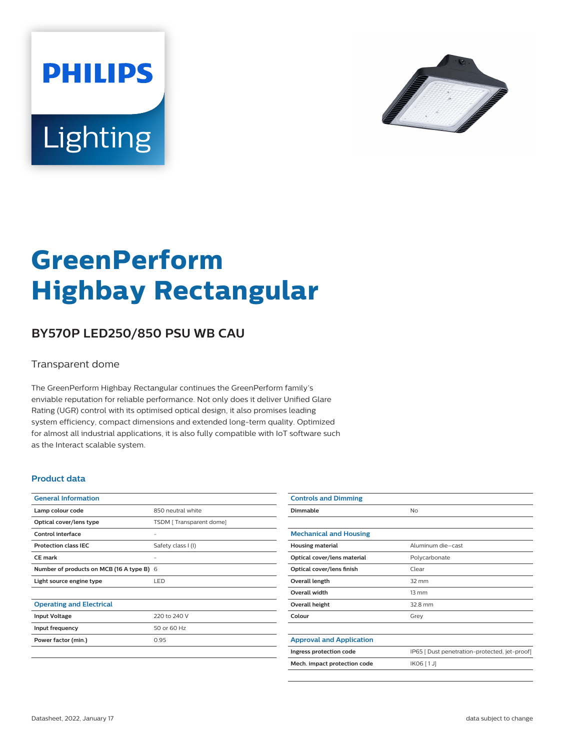PHILIPS

Lighting

# GreenPerform Highbay Rectangular

## BY570P LED250/850 PSU WB CAU

Transparent dome

The GreenPerform Highbay Rectangular continues the GreenPerform family's enviable reputation for reliable performance. Not only does it deliver Unified Glare Rating (UGR) control with its optimised optical design, it also promises leading system efficiency, compact dimensions and extended long-term quality. Optimized for almost all industrial applications, it is also fully compatible with IoT software such as the Interact scalable system.

### Product data

| General Information | |
|---|---|
| Lamp colour code | 850 neutral white |
| Optical cover/lens type | TSDM [ Transparent dome] |
| Control interface | - |
| Protection class IEC | Safety class I (I) |
| CE mark | - |
| Number of products on MCB (16 A type B) | 6 |
| Light source engine type | LED |

| Operating and Electrical | |
|---|---|
| Input Voltage | 220 to 240 V |
| Input frequency | 50 or 60 Hz |
| Power factor (min.) | 0.95 |

| Controls and Dimming | |
|---|---|
| Dimmable | No |

| Mechanical and Housing | |
|---|---|
| Housing material | Aluminum die-cast |
| Optical cover/lens material | Polycarbonate |
| Optical cover/lens finish | Clear |
| Overall length | 32 mm |
| Overall width | 13 mm |
| Overall height | 32.8 mm |
| Colour | Grey |

| Approval and Application | |
|---|---|
| Ingress protection code | IP65 [ Dust penetration-protected, jet-proof] |
| Mech. impact protection code | IK06 [ 1 J] |

Datasheet, 2022, January 17 — data subject to change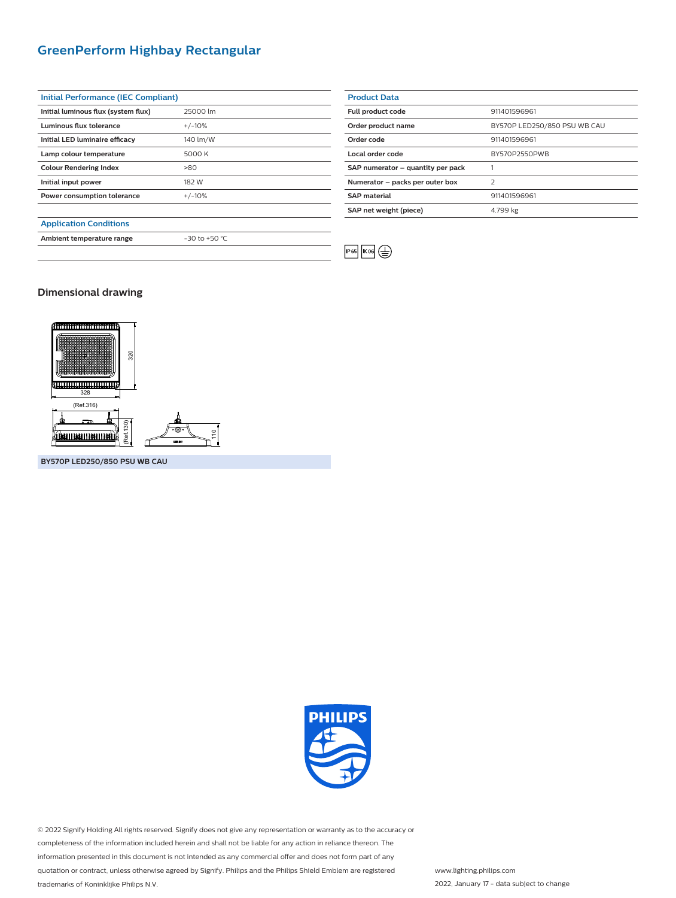# GreenPerform Highbay Rectangular

| Initial Performance (IEC Compliant) | |
|---|---|
| Initial luminous flux (system flux) | 25000 lm |
| Luminous flux tolerance | +/-10% |
| Initial LED luminaire efficacy | 140 lm/W |
| Lamp colour temperature | 5000 K |
| Colour Rendering Index | >80 |
| Initial input power | 182 W |
| Power consumption tolerance | +/-10% |

| Application Conditions | |
|---|---|
| Ambient temperature range | -30 to +50 °C |

| Product Data | |
|---|---|
| Full product code | 911401596961 |
| Order product name | BY570P LED250/850 PSU WB CAU |
| Order code | 911401596961 |
| Local order code | BY570P2550PWB |
| SAP numerator – quantity per pack | 1 |
| Numerator – packs per outer box | 2 |
| SAP material | 911401596961 |
| SAP net weight (piece) | 4.799 kg |

IP 65 IK 06

## Dimensional drawing

320
328
(Ref.316)
(Ref.130)
110

BY570P LED250/850 PSU WB CAU

© 2022 Signify Holding All rights reserved. Signify does not give any representation or warranty as to the accuracy or completeness of the information included herein and shall not be liable for any action in reliance thereon. The information presented in this document is not intended as any commercial offer and does not form part of any quotation or contract, unless otherwise agreed by Signify. Philips and the Philips Shield Emblem are registered trademarks of Koninklijke Philips N.V.

www.lighting.philips.com
2022, January 17 - data subject to change